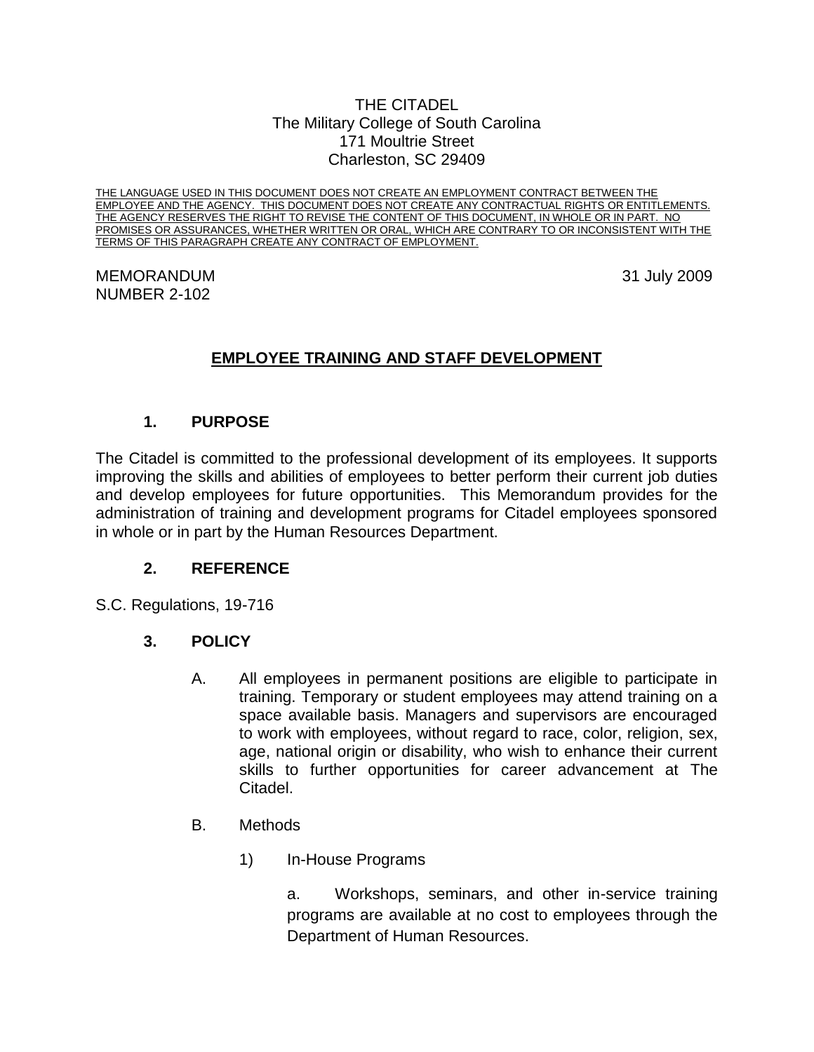THE CITADEL
The Military College of South Carolina
171 Moultrie Street
Charleston, SC 29409

THE LANGUAGE USED IN THIS DOCUMENT DOES NOT CREATE AN EMPLOYMENT CONTRACT BETWEEN THE EMPLOYEE AND THE AGENCY. THIS DOCUMENT DOES NOT CREATE ANY CONTRACTUAL RIGHTS OR ENTITLEMENTS. THE AGENCY RESERVES THE RIGHT TO REVISE THE CONTENT OF THIS DOCUMENT, IN WHOLE OR IN PART. NO PROMISES OR ASSURANCES, WHETHER WRITTEN OR ORAL, WHICH ARE CONTRARY TO OR INCONSISTENT WITH THE TERMS OF THIS PARAGRAPH CREATE ANY CONTRACT OF EMPLOYMENT.

MEMORANDUM
NUMBER 2-102

31 July 2009

# EMPLOYEE TRAINING AND STAFF DEVELOPMENT

## 1. PURPOSE

The Citadel is committed to the professional development of its employees. It supports improving the skills and abilities of employees to better perform their current job duties and develop employees for future opportunities. This Memorandum provides for the administration of training and development programs for Citadel employees sponsored in whole or in part by the Human Resources Department.

## 2. REFERENCE

S.C. Regulations, 19-716

## 3. POLICY

A. All employees in permanent positions are eligible to participate in training. Temporary or student employees may attend training on a space available basis. Managers and supervisors are encouraged to work with employees, without regard to race, color, religion, sex, age, national origin or disability, who wish to enhance their current skills to further opportunities for career advancement at The Citadel.

B. Methods

1) In-House Programs

a. Workshops, seminars, and other in-service training programs are available at no cost to employees through the Department of Human Resources.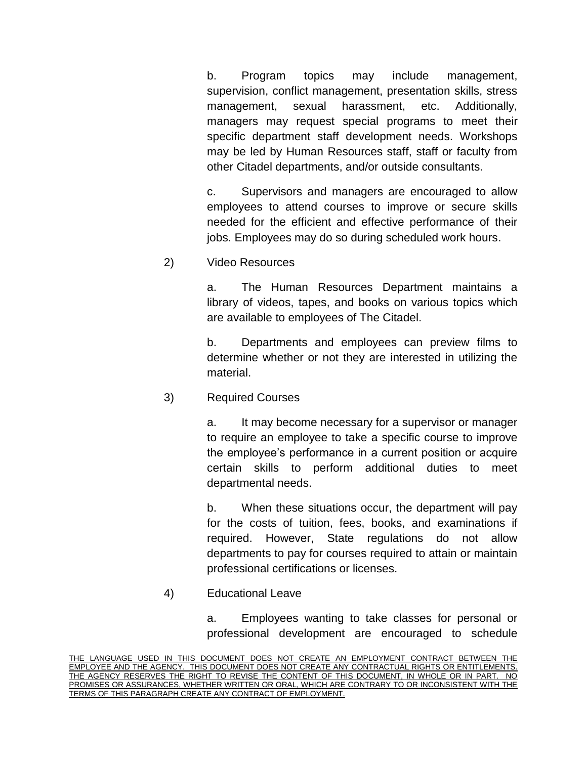b. Program topics may include management, supervision, conflict management, presentation skills, stress management, sexual harassment, etc. Additionally, managers may request special programs to meet their specific department staff development needs. Workshops may be led by Human Resources staff, staff or faculty from other Citadel departments, and/or outside consultants.

c. Supervisors and managers are encouraged to allow employees to attend courses to improve or secure skills needed for the efficient and effective performance of their jobs. Employees may do so during scheduled work hours.

2) Video Resources

a. The Human Resources Department maintains a library of videos, tapes, and books on various topics which are available to employees of The Citadel.

b. Departments and employees can preview films to determine whether or not they are interested in utilizing the material.

3) Required Courses

a. It may become necessary for a supervisor or manager to require an employee to take a specific course to improve the employee's performance in a current position or acquire certain skills to perform additional duties to meet departmental needs.

b. When these situations occur, the department will pay for the costs of tuition, fees, books, and examinations if required. However, State regulations do not allow departments to pay for courses required to attain or maintain professional certifications or licenses.

4) Educational Leave

a. Employees wanting to take classes for personal or professional development are encouraged to schedule

THE LANGUAGE USED IN THIS DOCUMENT DOES NOT CREATE AN EMPLOYMENT CONTRACT BETWEEN THE EMPLOYEE AND THE AGENCY. THIS DOCUMENT DOES NOT CREATE ANY CONTRACTUAL RIGHTS OR ENTITLEMENTS. THE AGENCY RESERVES THE RIGHT TO REVISE THE CONTENT OF THIS DOCUMENT, IN WHOLE OR IN PART. NO PROMISES OR ASSURANCES, WHETHER WRITTEN OR ORAL, WHICH ARE CONTRARY TO OR INCONSISTENT WITH THE TERMS OF THIS PARAGRAPH CREATE ANY CONTRACT OF EMPLOYMENT.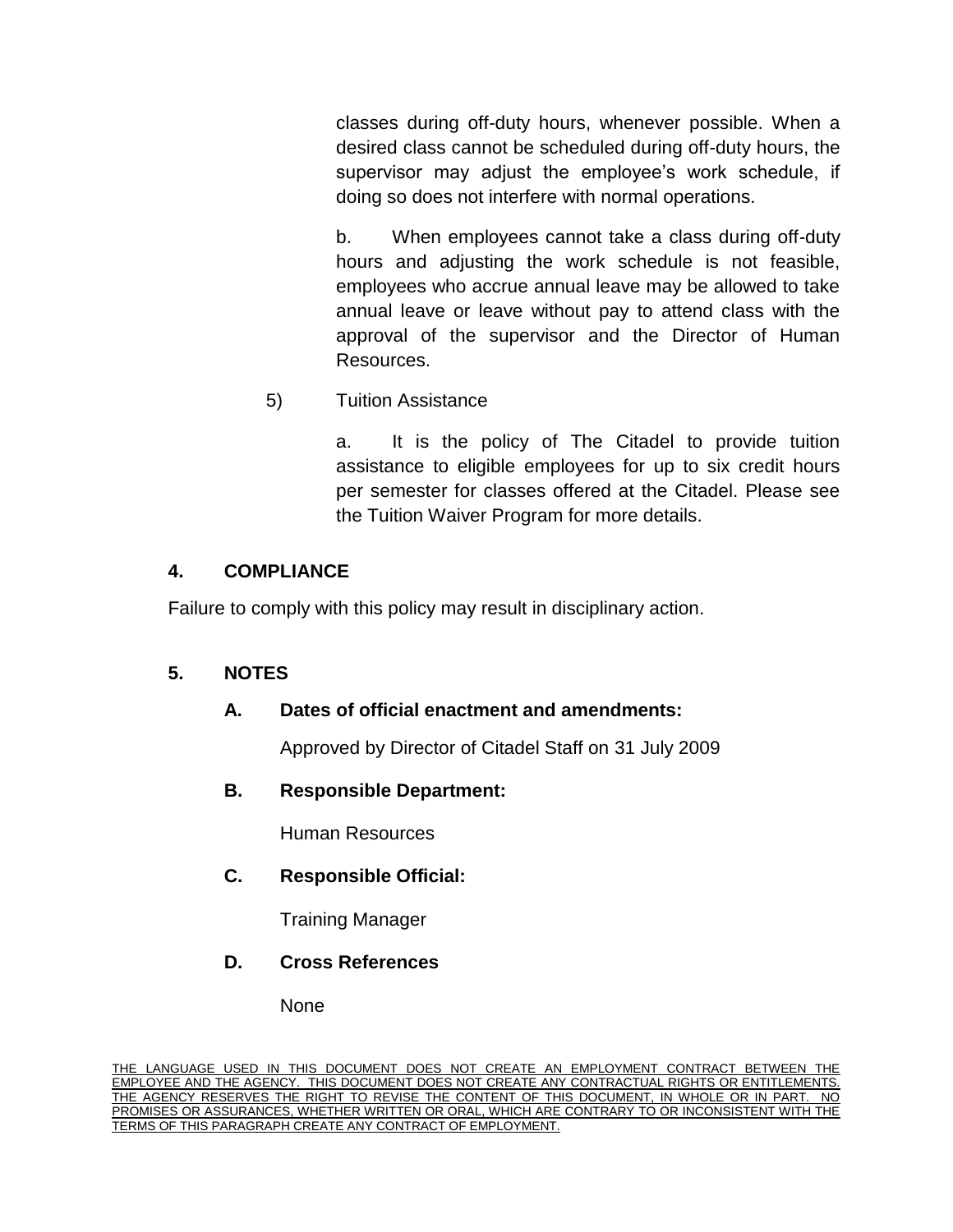classes during off-duty hours, whenever possible. When a desired class cannot be scheduled during off-duty hours, the supervisor may adjust the employee's work schedule, if doing so does not interfere with normal operations.

b. When employees cannot take a class during off-duty hours and adjusting the work schedule is not feasible, employees who accrue annual leave may be allowed to take annual leave or leave without pay to attend class with the approval of the supervisor and the Director of Human Resources.

5) Tuition Assistance

a. It is the policy of The Citadel to provide tuition assistance to eligible employees for up to six credit hours per semester for classes offered at the Citadel. Please see the Tuition Waiver Program for more details.

## 4. COMPLIANCE

Failure to comply with this policy may result in disciplinary action.

## 5. NOTES

### A. Dates of official enactment and amendments:

Approved by Director of Citadel Staff on 31 July 2009

### B. Responsible Department:

Human Resources

### C. Responsible Official:

Training Manager

### D. Cross References

None

THE LANGUAGE USED IN THIS DOCUMENT DOES NOT CREATE AN EMPLOYMENT CONTRACT BETWEEN THE EMPLOYEE AND THE AGENCY. THIS DOCUMENT DOES NOT CREATE ANY CONTRACTUAL RIGHTS OR ENTITLEMENTS. THE AGENCY RESERVES THE RIGHT TO REVISE THE CONTENT OF THIS DOCUMENT, IN WHOLE OR IN PART. NO PROMISES OR ASSURANCES, WHETHER WRITTEN OR ORAL, WHICH ARE CONTRARY TO OR INCONSISTENT WITH THE TERMS OF THIS PARAGRAPH CREATE ANY CONTRACT OF EMPLOYMENT.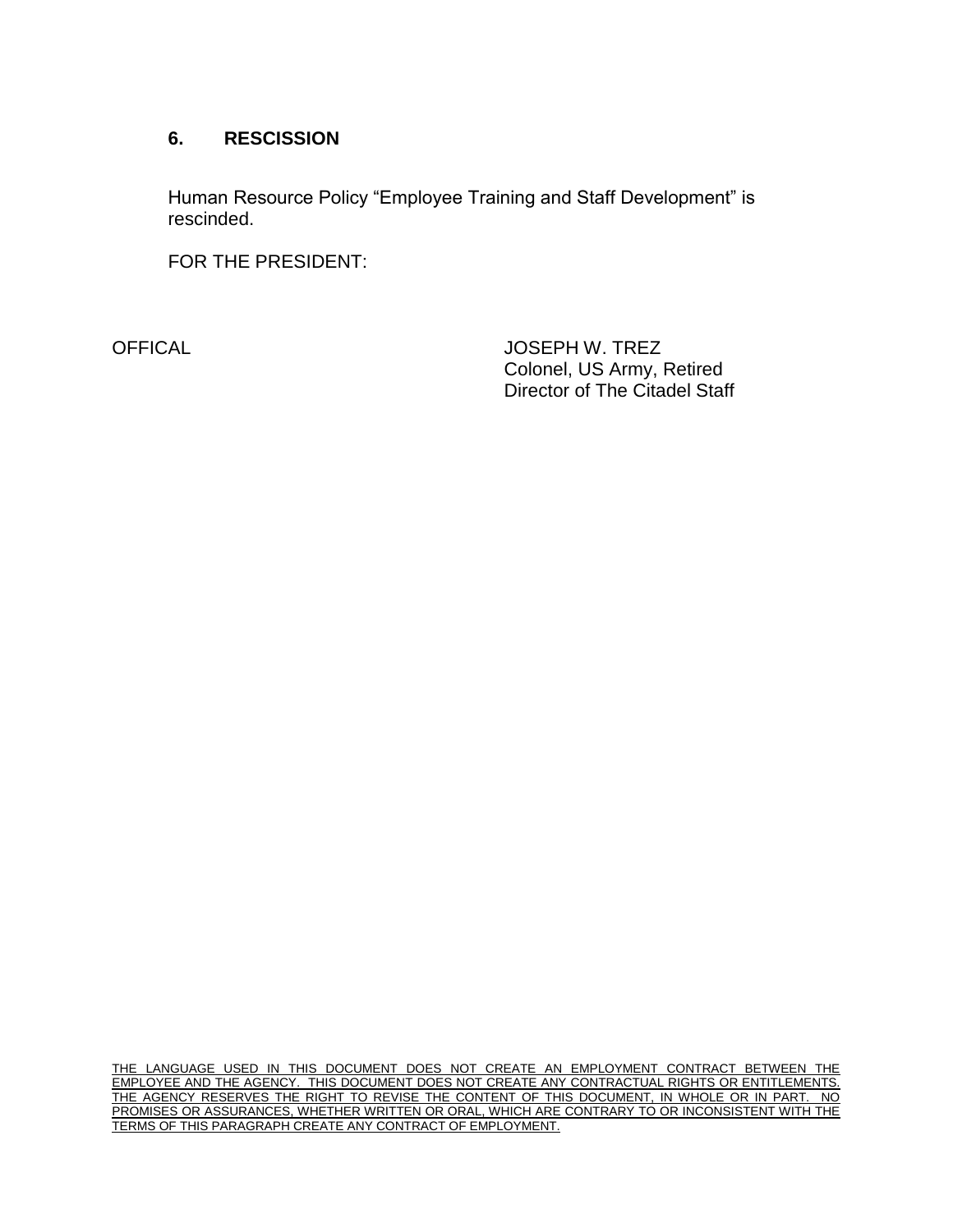## 6. RESCISSION

Human Resource Policy “Employee Training and Staff Development” is rescinded.

FOR THE PRESIDENT:

OFFICAL

JOSEPH W. TREZ
Colonel, US Army, Retired
Director of The Citadel Staff

THE LANGUAGE USED IN THIS DOCUMENT DOES NOT CREATE AN EMPLOYMENT CONTRACT BETWEEN THE EMPLOYEE AND THE AGENCY. THIS DOCUMENT DOES NOT CREATE ANY CONTRACTUAL RIGHTS OR ENTITLEMENTS. THE AGENCY RESERVES THE RIGHT TO REVISE THE CONTENT OF THIS DOCUMENT, IN WHOLE OR IN PART. NO PROMISES OR ASSURANCES, WHETHER WRITTEN OR ORAL, WHICH ARE CONTRARY TO OR INCONSISTENT WITH THE TERMS OF THIS PARAGRAPH CREATE ANY CONTRACT OF EMPLOYMENT.